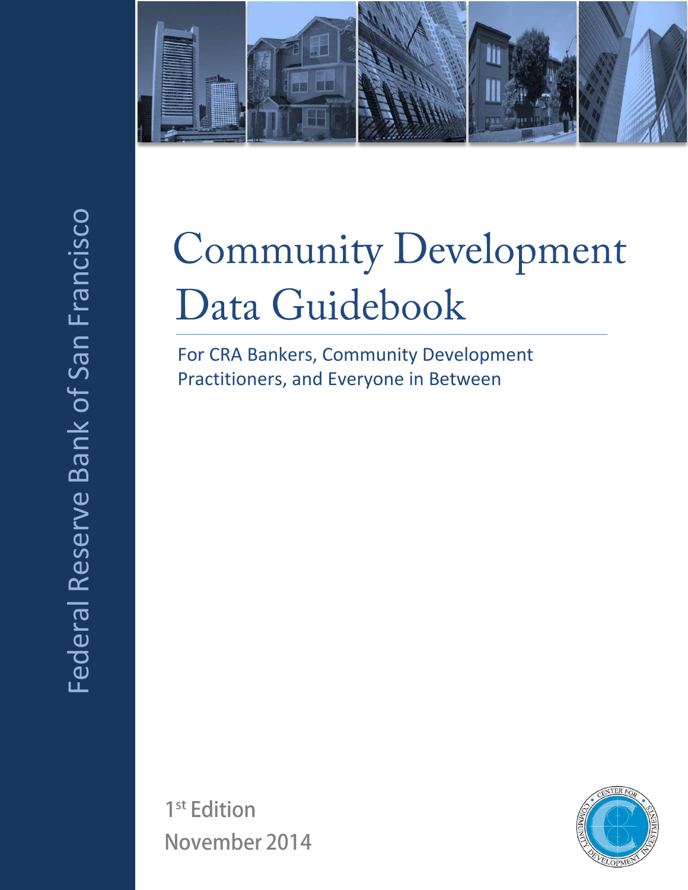Federal Reserve Bank of San Francisco

# Community Development Data Guidebook

For CRA Bankers, Community Development Practitioners, and Everyone in Between

1st Edition

November 2014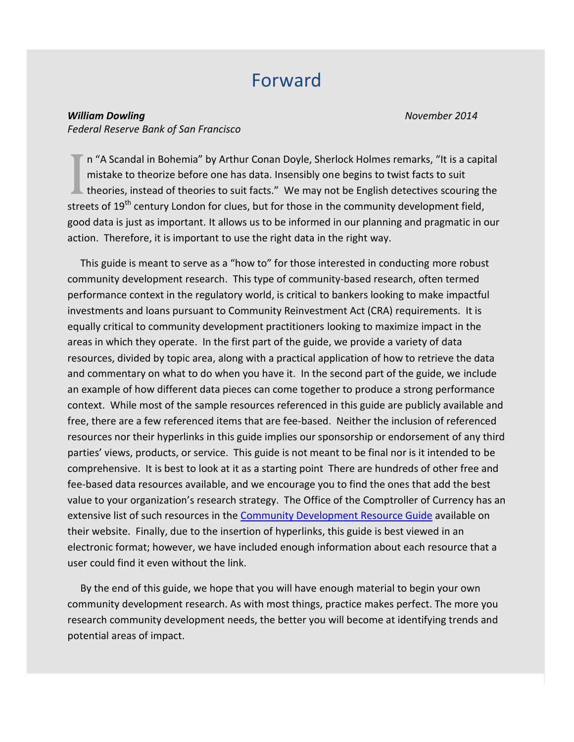# Forward

***William Dowling*** *November 2014*
*Federal Reserve Bank of San Francisco*

In "A Scandal in Bohemia" by Arthur Conan Doyle, Sherlock Holmes remarks, "It is a capital mistake to theorize before one has data. Insensibly one begins to twist facts to suit theories, instead of theories to suit facts." We may not be English detectives scouring the streets of 19th century London for clues, but for those in the community development field, good data is just as important. It allows us to be informed in our planning and pragmatic in our action. Therefore, it is important to use the right data in the right way.

This guide is meant to serve as a "how to" for those interested in conducting more robust community development research. This type of community-based research, often termed performance context in the regulatory world, is critical to bankers looking to make impactful investments and loans pursuant to Community Reinvestment Act (CRA) requirements. It is equally critical to community development practitioners looking to maximize impact in the areas in which they operate. In the first part of the guide, we provide a variety of data resources, divided by topic area, along with a practical application of how to retrieve the data and commentary on what to do when you have it. In the second part of the guide, we include an example of how different data pieces can come together to produce a strong performance context. While most of the sample resources referenced in this guide are publicly available and free, there are a few referenced items that are fee-based. Neither the inclusion of referenced resources nor their hyperlinks in this guide implies our sponsorship or endorsement of any third parties' views, products, or service. This guide is not meant to be final nor is it intended to be comprehensive. It is best to look at it as a starting point There are hundreds of other free and fee-based data resources available, and we encourage you to find the ones that add the best value to your organization's research strategy. The Office of the Comptroller of Currency has an extensive list of such resources in the Community Development Resource Guide available on their website. Finally, due to the insertion of hyperlinks, this guide is best viewed in an electronic format; however, we have included enough information about each resource that a user could find it even without the link.

By the end of this guide, we hope that you will have enough material to begin your own community development research. As with most things, practice makes perfect. The more you research community development needs, the better you will become at identifying trends and potential areas of impact.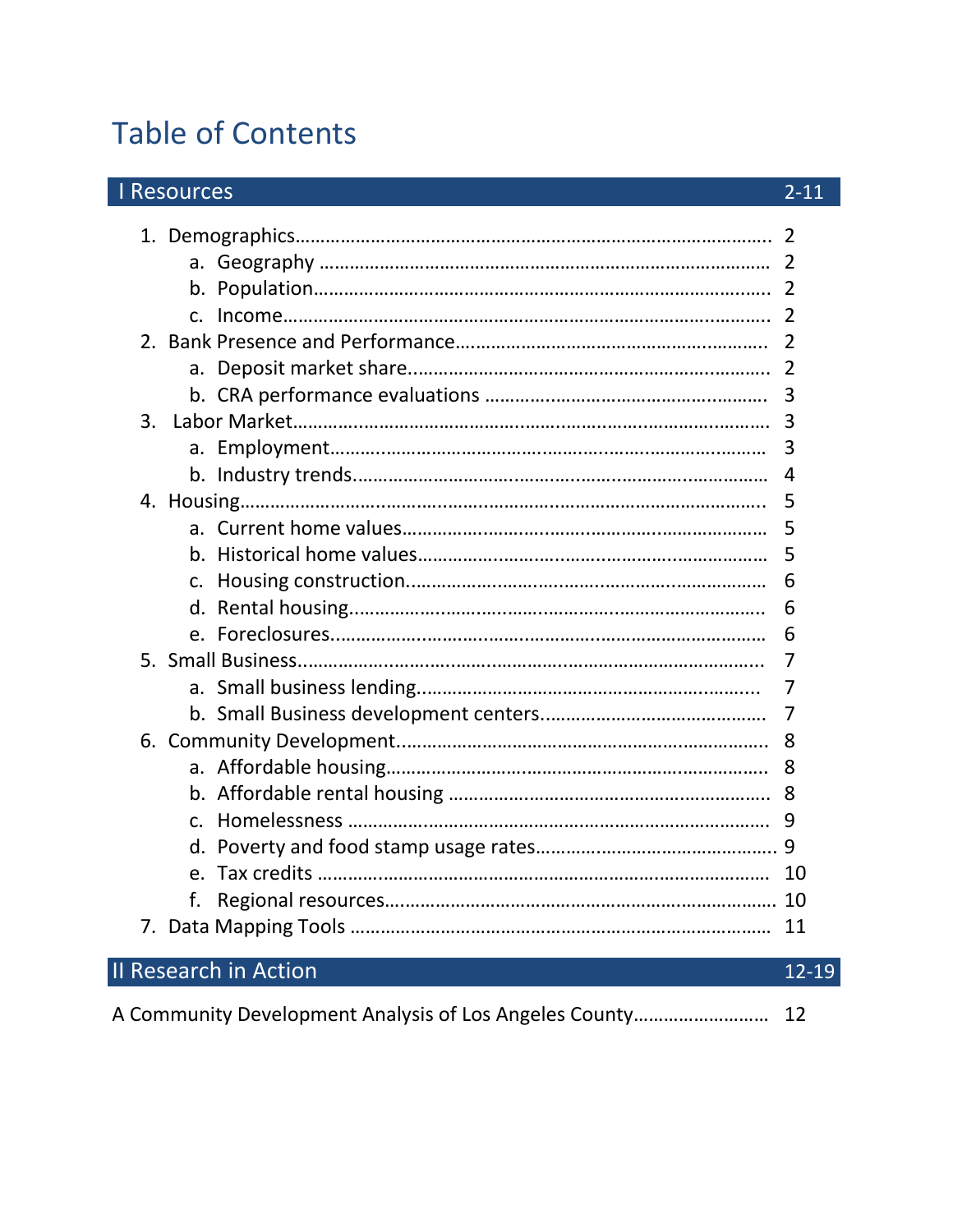# Table of Contents

| I Resources | 2-11 |
|---|---|

1. Demographics…………………………………………………………………………… 2
    a. Geography ……………………………………………………………………… 2
    b. Population……………………………………………………………………… 2
    c. Income…………………………………………………………………………… 2
2. Bank Presence and Performance…………………………………………………… 2
    a. Deposit market share…………………………………………………………… 2
    b. CRA performance evaluations ………………………………………………… 3
3. Labor Market……………………………………………………………………… 3
    a. Employment…………………………………………………………………… 3
    b. Industry trends………………………………………………………………… 4
4. Housing…………………………………………………………………………… 5
    a. Current home values…………………………………………………………… 5
    b. Historical home values………………………………………………………… 5
    c. Housing construction…………………………………………………………… 6
    d. Rental housing………………………………………………………………… 6
    e. Foreclosures…………………………………………………………………… 6
5. Small Business…………………………………………………………………… 7
    a. Small business lending………………………………………………………… 7
    b. Small Business development centers………………………………………… 7
6. Community Development………………………………………………………… 8
    a. Affordable housing……………………………………………………………… 8
    b. Affordable rental housing ……………………………………………………… 8
    c. Homelessness ………………………………………………………………… 9
    d. Poverty and food stamp usage rates………………………………………… 9
    e. Tax credits …………………………………………………………………… 10
    f. Regional resources…………………………………………………………… 10
7. Data Mapping Tools …………………………………………………………… 11

| II Research in Action | 12-19 |
|---|---|

A Community Development Analysis of Los Angeles County……………………… 12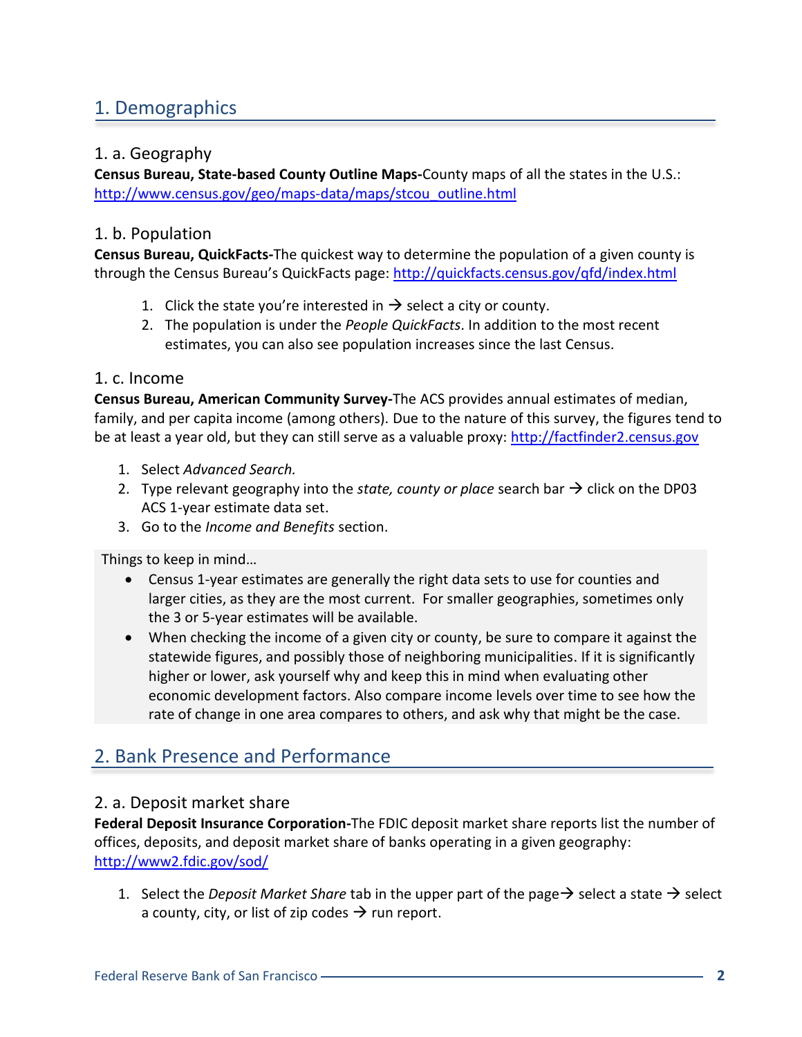# 1. Demographics

## 1. a. Geography

**Census Bureau, State-based County Outline Maps-**County maps of all the states in the U.S.: http://www.census.gov/geo/maps-data/maps/stcou_outline.html

## 1. b. Population

**Census Bureau, QuickFacts-**The quickest way to determine the population of a given county is through the Census Bureau's QuickFacts page: http://quickfacts.census.gov/qfd/index.html

1. Click the state you're interested in → select a city or county.
2. The population is under the *People QuickFacts*. In addition to the most recent estimates, you can also see population increases since the last Census.

## 1. c. Income

**Census Bureau, American Community Survey-**The ACS provides annual estimates of median, family, and per capita income (among others). Due to the nature of this survey, the figures tend to be at least a year old, but they can still serve as a valuable proxy: http://factfinder2.census.gov

1. Select *Advanced Search.*
2. Type relevant geography into the *state, county or place* search bar → click on the DP03 ACS 1-year estimate data set.
3. Go to the *Income and Benefits* section.

Things to keep in mind…

- Census 1-year estimates are generally the right data sets to use for counties and larger cities, as they are the most current. For smaller geographies, sometimes only the 3 or 5-year estimates will be available.
- When checking the income of a given city or county, be sure to compare it against the statewide figures, and possibly those of neighboring municipalities. If it is significantly higher or lower, ask yourself why and keep this in mind when evaluating other economic development factors. Also compare income levels over time to see how the rate of change in one area compares to others, and ask why that might be the case.

# 2. Bank Presence and Performance

## 2. a. Deposit market share

**Federal Deposit Insurance Corporation-**The FDIC deposit market share reports list the number of offices, deposits, and deposit market share of banks operating in a given geography: http://www2.fdic.gov/sod/

1. Select the *Deposit Market Share* tab in the upper part of the page→ select a state → select a county, city, or list of zip codes → run report.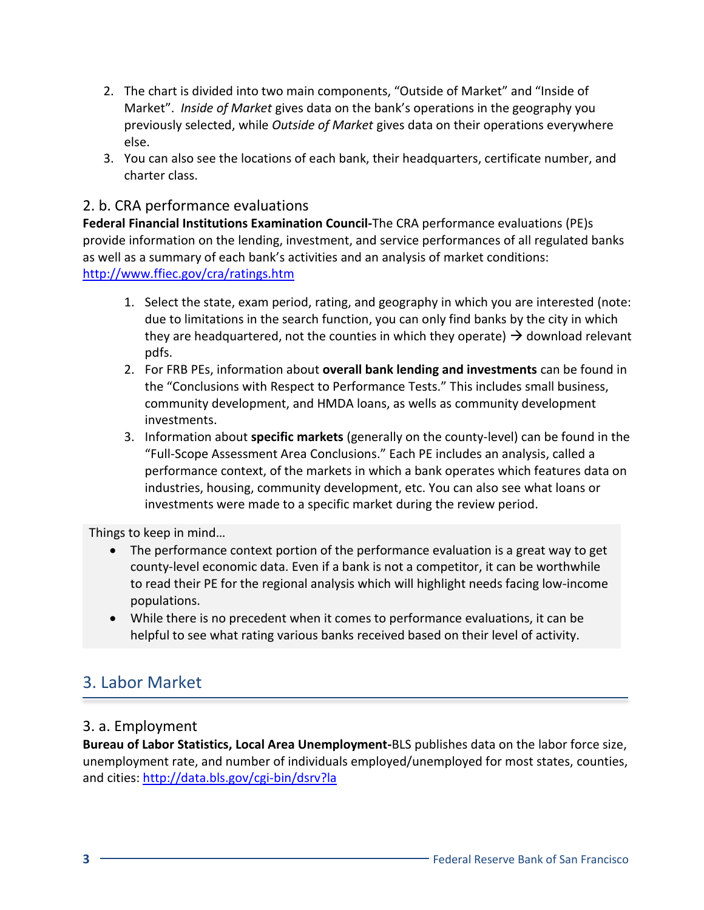2. The chart is divided into two main components, "Outside of Market" and "Inside of Market". *Inside of Market* gives data on the bank's operations in the geography you previously selected, while *Outside of Market* gives data on their operations everywhere else.
3. You can also see the locations of each bank, their headquarters, certificate number, and charter class.

### 2. b. CRA performance evaluations

**Federal Financial Institutions Examination Council-**The CRA performance evaluations (PE)s provide information on the lending, investment, and service performances of all regulated banks as well as a summary of each bank's activities and an analysis of market conditions: http://www.ffiec.gov/cra/ratings.htm

1. Select the state, exam period, rating, and geography in which you are interested (note: due to limitations in the search function, you can only find banks by the city in which they are headquartered, not the counties in which they operate) → download relevant pdfs.
2. For FRB PEs, information about **overall bank lending and investments** can be found in the "Conclusions with Respect to Performance Tests." This includes small business, community development, and HMDA loans, as wells as community development investments.
3. Information about **specific markets** (generally on the county-level) can be found in the "Full-Scope Assessment Area Conclusions." Each PE includes an analysis, called a performance context, of the markets in which a bank operates which features data on industries, housing, community development, etc. You can also see what loans or investments were made to a specific market during the review period.

Things to keep in mind…

- The performance context portion of the performance evaluation is a great way to get county-level economic data. Even if a bank is not a competitor, it can be worthwhile to read their PE for the regional analysis which will highlight needs facing low-income populations.
- While there is no precedent when it comes to performance evaluations, it can be helpful to see what rating various banks received based on their level of activity.

## 3. Labor Market

### 3. a. Employment

**Bureau of Labor Statistics, Local Area Unemployment-**BLS publishes data on the labor force size, unemployment rate, and number of individuals employed/unemployed for most states, counties, and cities: http://data.bls.gov/cgi-bin/dsrv?la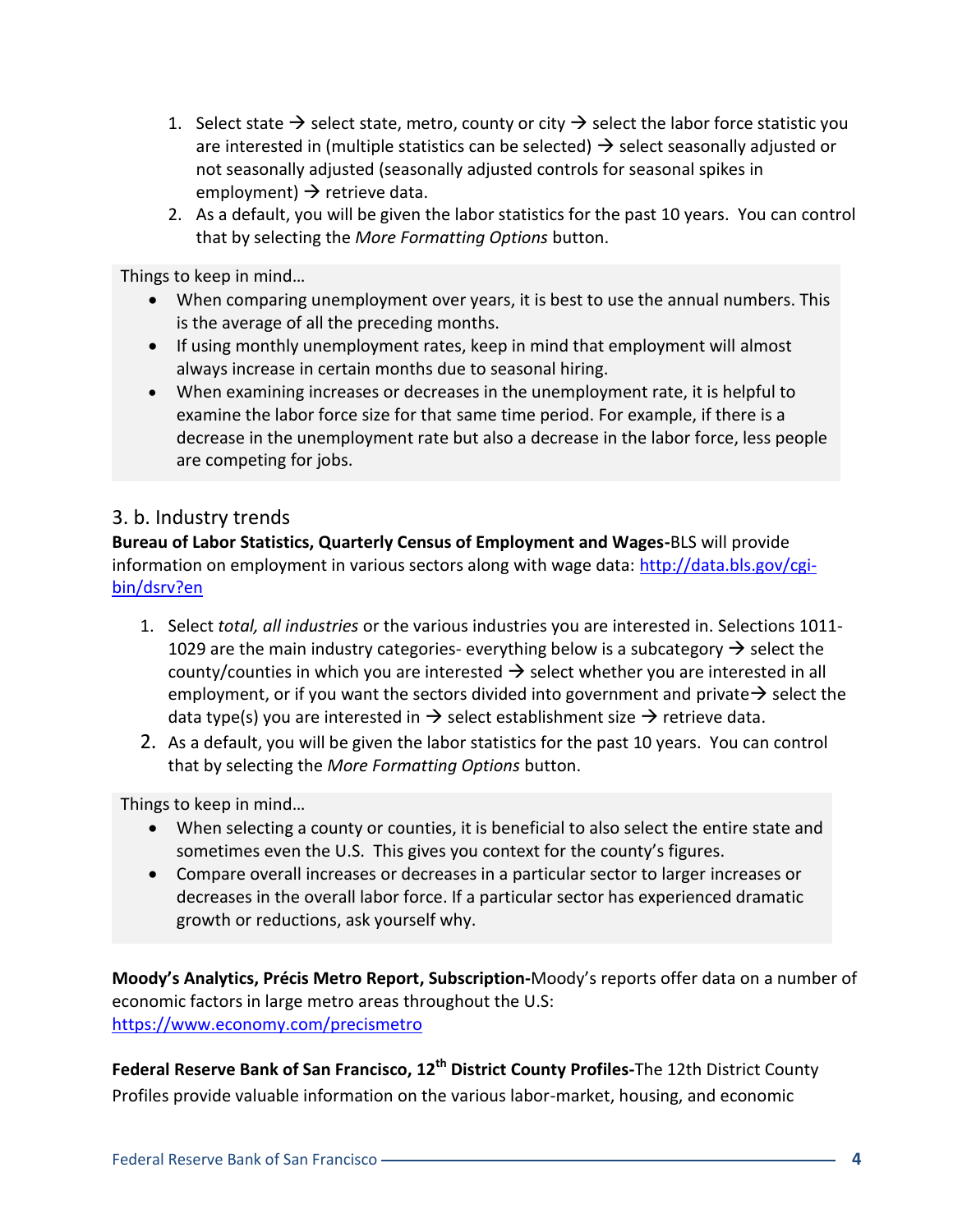1. Select state → select state, metro, county or city → select the labor force statistic you are interested in (multiple statistics can be selected) → select seasonally adjusted or not seasonally adjusted (seasonally adjusted controls for seasonal spikes in employment) → retrieve data.
2. As a default, you will be given the labor statistics for the past 10 years. You can control that by selecting the *More Formatting Options* button.

Things to keep in mind…

- When comparing unemployment over years, it is best to use the annual numbers. This is the average of all the preceding months.
- If using monthly unemployment rates, keep in mind that employment will almost always increase in certain months due to seasonal hiring.
- When examining increases or decreases in the unemployment rate, it is helpful to examine the labor force size for that same time period. For example, if there is a decrease in the unemployment rate but also a decrease in the labor force, less people are competing for jobs.

## 3. b. Industry trends

**Bureau of Labor Statistics, Quarterly Census of Employment and Wages-**BLS will provide information on employment in various sectors along with wage data: http://data.bls.gov/cgi-bin/dsrv?en

1. Select *total, all industries* or the various industries you are interested in. Selections 1011-1029 are the main industry categories- everything below is a subcategory → select the county/counties in which you are interested → select whether you are interested in all employment, or if you want the sectors divided into government and private→ select the data type(s) you are interested in → select establishment size → retrieve data.
2. As a default, you will be given the labor statistics for the past 10 years. You can control that by selecting the *More Formatting Options* button.

Things to keep in mind…

- When selecting a county or counties, it is beneficial to also select the entire state and sometimes even the U.S. This gives you context for the county's figures.
- Compare overall increases or decreases in a particular sector to larger increases or decreases in the overall labor force. If a particular sector has experienced dramatic growth or reductions, ask yourself why.

**Moody's Analytics, Précis Metro Report, Subscription-**Moody's reports offer data on a number of economic factors in large metro areas throughout the U.S: https://www.economy.com/precismetro

**Federal Reserve Bank of San Francisco, 12th District County Profiles-**The 12th District County Profiles provide valuable information on the various labor-market, housing, and economic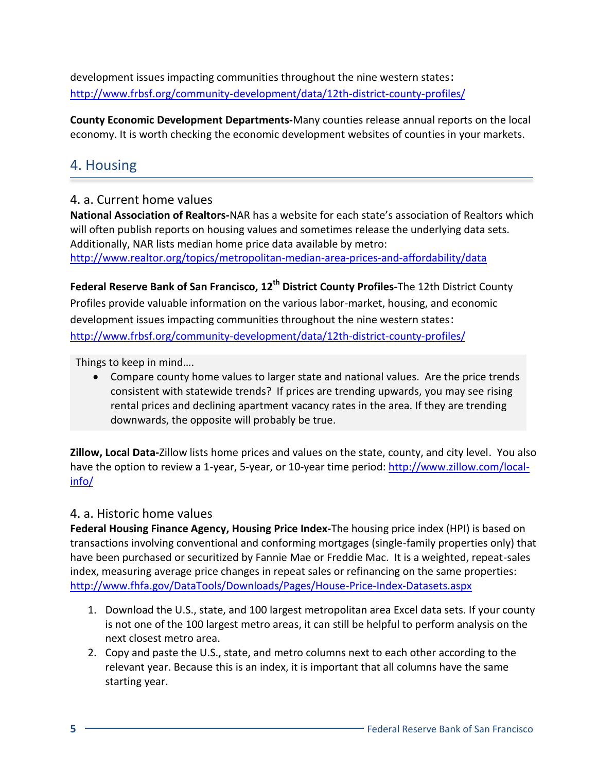development issues impacting communities throughout the nine western states: http://www.frbsf.org/community-development/data/12th-district-county-profiles/

**County Economic Development Departments-**Many counties release annual reports on the local economy. It is worth checking the economic development websites of counties in your markets.

## 4. Housing

### 4. a. Current home values

**National Association of Realtors-**NAR has a website for each state's association of Realtors which will often publish reports on housing values and sometimes release the underlying data sets. Additionally, NAR lists median home price data available by metro: http://www.realtor.org/topics/metropolitan-median-area-prices-and-affordability/data

**Federal Reserve Bank of San Francisco, 12th District County Profiles-**The 12th District County Profiles provide valuable information on the various labor-market, housing, and economic development issues impacting communities throughout the nine western states: http://www.frbsf.org/community-development/data/12th-district-county-profiles/

Things to keep in mind….

- Compare county home values to larger state and national values. Are the price trends consistent with statewide trends? If prices are trending upwards, you may see rising rental prices and declining apartment vacancy rates in the area. If they are trending downwards, the opposite will probably be true.

**Zillow, Local Data-**Zillow lists home prices and values on the state, county, and city level. You also have the option to review a 1-year, 5-year, or 10-year time period: http://www.zillow.com/local-info/

### 4. a. Historic home values

**Federal Housing Finance Agency, Housing Price Index-**The housing price index (HPI) is based on transactions involving conventional and conforming mortgages (single-family properties only) that have been purchased or securitized by Fannie Mae or Freddie Mac. It is a weighted, repeat-sales index, measuring average price changes in repeat sales or refinancing on the same properties: http://www.fhfa.gov/DataTools/Downloads/Pages/House-Price-Index-Datasets.aspx

1. Download the U.S., state, and 100 largest metropolitan area Excel data sets. If your county is not one of the 100 largest metro areas, it can still be helpful to perform analysis on the next closest metro area.
2. Copy and paste the U.S., state, and metro columns next to each other according to the relevant year. Because this is an index, it is important that all columns have the same starting year.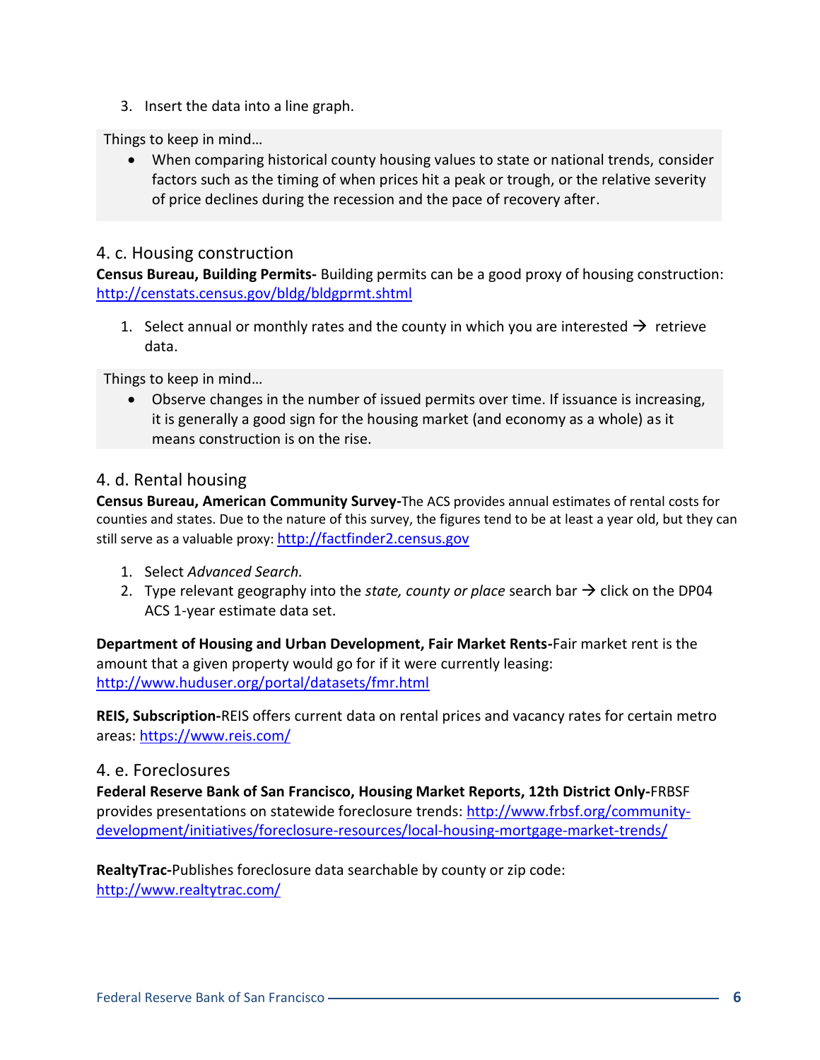3. Insert the data into a line graph.

Things to keep in mind…

- When comparing historical county housing values to state or national trends, consider factors such as the timing of when prices hit a peak or trough, or the relative severity of price declines during the recession and the pace of recovery after.

## 4. c. Housing construction

**Census Bureau, Building Permits-** Building permits can be a good proxy of housing construction: http://censtats.census.gov/bldg/bldgprmt.shtml

1. Select annual or monthly rates and the county in which you are interested → retrieve data.

Things to keep in mind…

- Observe changes in the number of issued permits over time. If issuance is increasing, it is generally a good sign for the housing market (and economy as a whole) as it means construction is on the rise.

## 4. d. Rental housing

**Census Bureau, American Community Survey-**The ACS provides annual estimates of rental costs for counties and states. Due to the nature of this survey, the figures tend to be at least a year old, but they can still serve as a valuable proxy: http://factfinder2.census.gov

1. Select *Advanced Search.*
2. Type relevant geography into the *state, county or place* search bar → click on the DP04 ACS 1-year estimate data set.

**Department of Housing and Urban Development, Fair Market Rents-**Fair market rent is the amount that a given property would go for if it were currently leasing: http://www.huduser.org/portal/datasets/fmr.html

**REIS, Subscription-**REIS offers current data on rental prices and vacancy rates for certain metro areas: https://www.reis.com/

## 4. e. Foreclosures

**Federal Reserve Bank of San Francisco, Housing Market Reports, 12th District Only-**FRBSF provides presentations on statewide foreclosure trends: http://www.frbsf.org/community-development/initiatives/foreclosure-resources/local-housing-mortgage-market-trends/

**RealtyTrac-**Publishes foreclosure data searchable by county or zip code: http://www.realtytrac.com/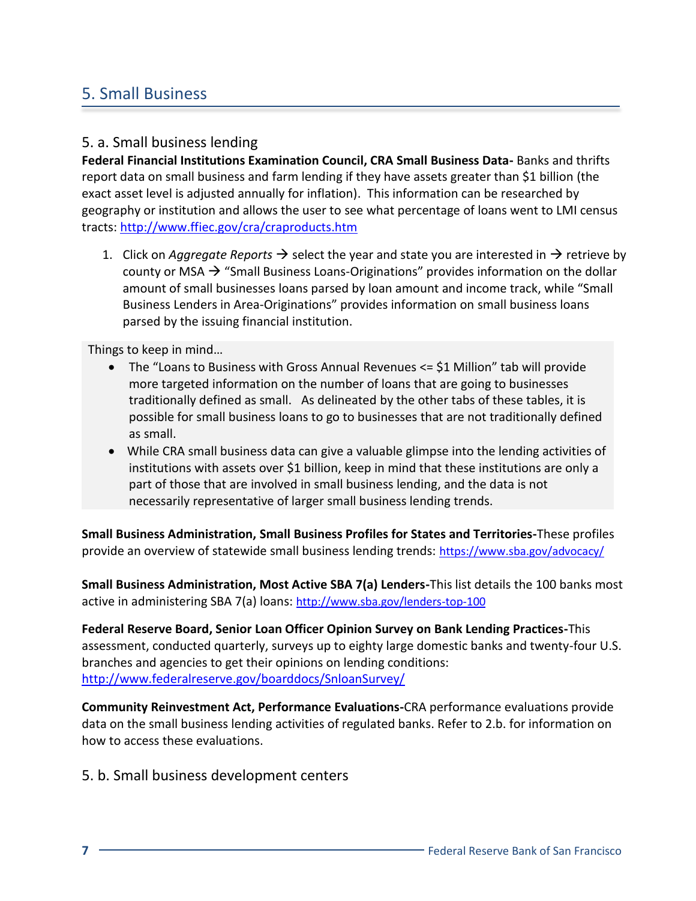## 5. Small Business

### 5. a. Small business lending

**Federal Financial Institutions Examination Council, CRA Small Business Data-** Banks and thrifts report data on small business and farm lending if they have assets greater than $1 billion (the exact asset level is adjusted annually for inflation). This information can be researched by geography or institution and allows the user to see what percentage of loans went to LMI census tracts: http://www.ffiec.gov/cra/craproducts.htm

1. Click on *Aggregate Reports* → select the year and state you are interested in → retrieve by county or MSA → "Small Business Loans-Originations" provides information on the dollar amount of small businesses loans parsed by loan amount and income track, while "Small Business Lenders in Area-Originations" provides information on small business loans parsed by the issuing financial institution.

Things to keep in mind…

- The "Loans to Business with Gross Annual Revenues <= $1 Million" tab will provide more targeted information on the number of loans that are going to businesses traditionally defined as small. As delineated by the other tabs of these tables, it is possible for small business loans to go to businesses that are not traditionally defined as small.
- While CRA small business data can give a valuable glimpse into the lending activities of institutions with assets over $1 billion, keep in mind that these institutions are only a part of those that are involved in small business lending, and the data is not necessarily representative of larger small business lending trends.

**Small Business Administration, Small Business Profiles for States and Territories-**These profiles provide an overview of statewide small business lending trends: https://www.sba.gov/advocacy/

**Small Business Administration, Most Active SBA 7(a) Lenders-**This list details the 100 banks most active in administering SBA 7(a) loans: http://www.sba.gov/lenders-top-100

**Federal Reserve Board, Senior Loan Officer Opinion Survey on Bank Lending Practices-**This assessment, conducted quarterly, surveys up to eighty large domestic banks and twenty-four U.S. branches and agencies to get their opinions on lending conditions: http://www.federalreserve.gov/boarddocs/SnloanSurvey/

**Community Reinvestment Act, Performance Evaluations-**CRA performance evaluations provide data on the small business lending activities of regulated banks. Refer to 2.b. for information on how to access these evaluations.

### 5. b. Small business development centers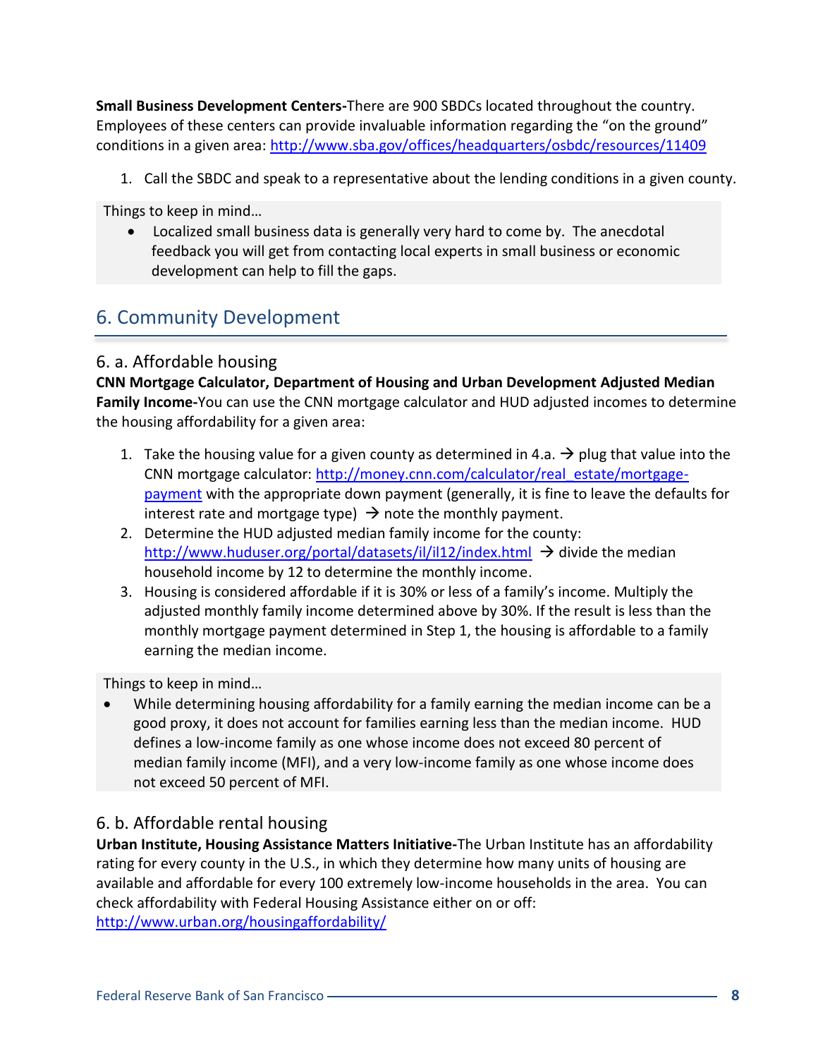**Small Business Development Centers-**There are 900 SBDCs located throughout the country. Employees of these centers can provide invaluable information regarding the "on the ground" conditions in a given area: http://www.sba.gov/offices/headquarters/osbdc/resources/11409

1. Call the SBDC and speak to a representative about the lending conditions in a given county.

Things to keep in mind…

- Localized small business data is generally very hard to come by. The anecdotal feedback you will get from contacting local experts in small business or economic development can help to fill the gaps.

## 6. Community Development

### 6. a. Affordable housing

**CNN Mortgage Calculator, Department of Housing and Urban Development Adjusted Median Family Income-**You can use the CNN mortgage calculator and HUD adjusted incomes to determine the housing affordability for a given area:

1. Take the housing value for a given county as determined in 4.a. → plug that value into the CNN mortgage calculator: http://money.cnn.com/calculator/real_estate/mortgage-payment with the appropriate down payment (generally, it is fine to leave the defaults for interest rate and mortgage type) → note the monthly payment.
2. Determine the HUD adjusted median family income for the county: http://www.huduser.org/portal/datasets/il/il12/index.html → divide the median household income by 12 to determine the monthly income.
3. Housing is considered affordable if it is 30% or less of a family's income. Multiply the adjusted monthly family income determined above by 30%. If the result is less than the monthly mortgage payment determined in Step 1, the housing is affordable to a family earning the median income.

Things to keep in mind…

- While determining housing affordability for a family earning the median income can be a good proxy, it does not account for families earning less than the median income. HUD defines a low-income family as one whose income does not exceed 80 percent of median family income (MFI), and a very low-income family as one whose income does not exceed 50 percent of MFI.

### 6. b. Affordable rental housing

**Urban Institute, Housing Assistance Matters Initiative-**The Urban Institute has an affordability rating for every county in the U.S., in which they determine how many units of housing are available and affordable for every 100 extremely low-income households in the area. You can check affordability with Federal Housing Assistance either on or off: http://www.urban.org/housingaffordability/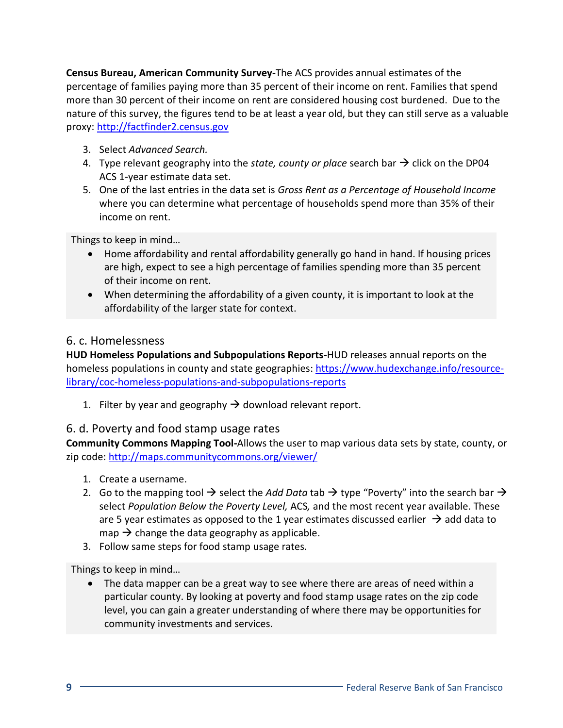**Census Bureau, American Community Survey-**The ACS provides annual estimates of the percentage of families paying more than 35 percent of their income on rent. Families that spend more than 30 percent of their income on rent are considered housing cost burdened. Due to the nature of this survey, the figures tend to be at least a year old, but they can still serve as a valuable proxy: http://factfinder2.census.gov

3. Select *Advanced Search.*
4. Type relevant geography into the *state, county or place* search bar → click on the DP04 ACS 1-year estimate data set.
5. One of the last entries in the data set is *Gross Rent as a Percentage of Household Income* where you can determine what percentage of households spend more than 35% of their income on rent.

Things to keep in mind…

- Home affordability and rental affordability generally go hand in hand. If housing prices are high, expect to see a high percentage of families spending more than 35 percent of their income on rent.
- When determining the affordability of a given county, it is important to look at the affordability of the larger state for context.

## 6. c. Homelessness

**HUD Homeless Populations and Subpopulations Reports-**HUD releases annual reports on the homeless populations in county and state geographies: https://www.hudexchange.info/resource-library/coc-homeless-populations-and-subpopulations-reports

1. Filter by year and geography → download relevant report.

## 6. d. Poverty and food stamp usage rates

**Community Commons Mapping Tool-**Allows the user to map various data sets by state, county, or zip code: http://maps.communitycommons.org/viewer/

1. Create a username.
2. Go to the mapping tool → select the *Add Data* tab → type "Poverty" into the search bar → select *Population Below the Poverty Level,* ACS, and the most recent year available. These are 5 year estimates as opposed to the 1 year estimates discussed earlier → add data to map → change the data geography as applicable.
3. Follow same steps for food stamp usage rates.

Things to keep in mind…

- The data mapper can be a great way to see where there are areas of need within a particular county. By looking at poverty and food stamp usage rates on the zip code level, you can gain a greater understanding of where there may be opportunities for community investments and services.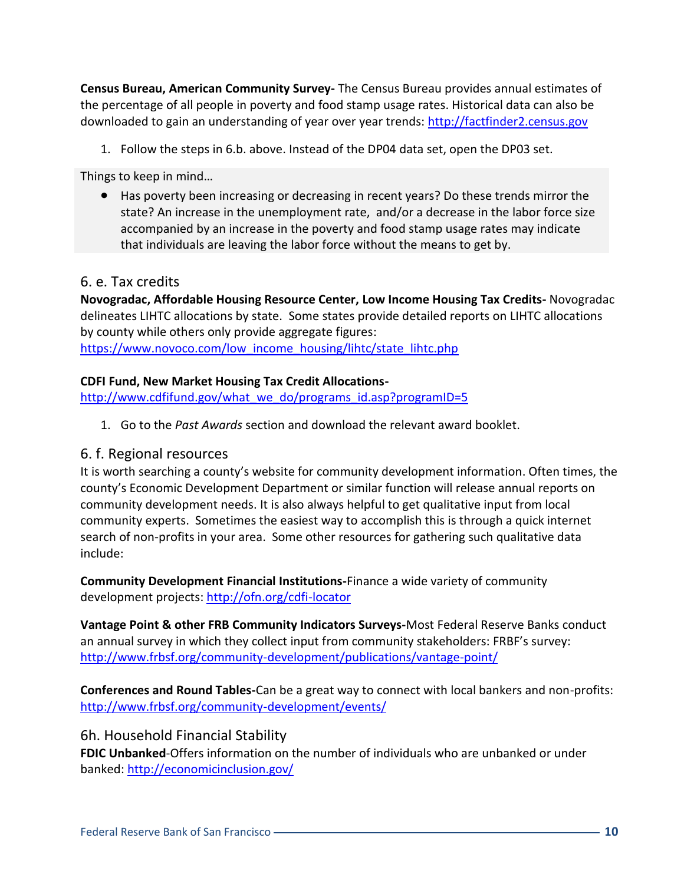**Census Bureau, American Community Survey-** The Census Bureau provides annual estimates of the percentage of all people in poverty and food stamp usage rates. Historical data can also be downloaded to gain an understanding of year over year trends: http://factfinder2.census.gov

1. Follow the steps in 6.b. above. Instead of the DP04 data set, open the DP03 set.

Things to keep in mind…

- Has poverty been increasing or decreasing in recent years? Do these trends mirror the state? An increase in the unemployment rate, and/or a decrease in the labor force size accompanied by an increase in the poverty and food stamp usage rates may indicate that individuals are leaving the labor force without the means to get by.

## 6. e. Tax credits

**Novogradac, Affordable Housing Resource Center, Low Income Housing Tax Credits-** Novogradac delineates LIHTC allocations by state. Some states provide detailed reports on LIHTC allocations by county while others only provide aggregate figures: https://www.novoco.com/low_income_housing/lihtc/state_lihtc.php

**CDFI Fund, New Market Housing Tax Credit Allocations-** http://www.cdfifund.gov/what_we_do/programs_id.asp?programID=5

1. Go to the *Past Awards* section and download the relevant award booklet.

## 6. f. Regional resources

It is worth searching a county's website for community development information. Often times, the county's Economic Development Department or similar function will release annual reports on community development needs. It is also always helpful to get qualitative input from local community experts. Sometimes the easiest way to accomplish this is through a quick internet search of non-profits in your area. Some other resources for gathering such qualitative data include:

**Community Development Financial Institutions-**Finance a wide variety of community development projects: http://ofn.org/cdfi-locator

**Vantage Point & other FRB Community Indicators Surveys-**Most Federal Reserve Banks conduct an annual survey in which they collect input from community stakeholders: FRBF's survey: http://www.frbsf.org/community-development/publications/vantage-point/

**Conferences and Round Tables-**Can be a great way to connect with local bankers and non-profits: http://www.frbsf.org/community-development/events/

## 6h. Household Financial Stability

**FDIC Unbanked**-Offers information on the number of individuals who are unbanked or under banked: http://economicinclusion.gov/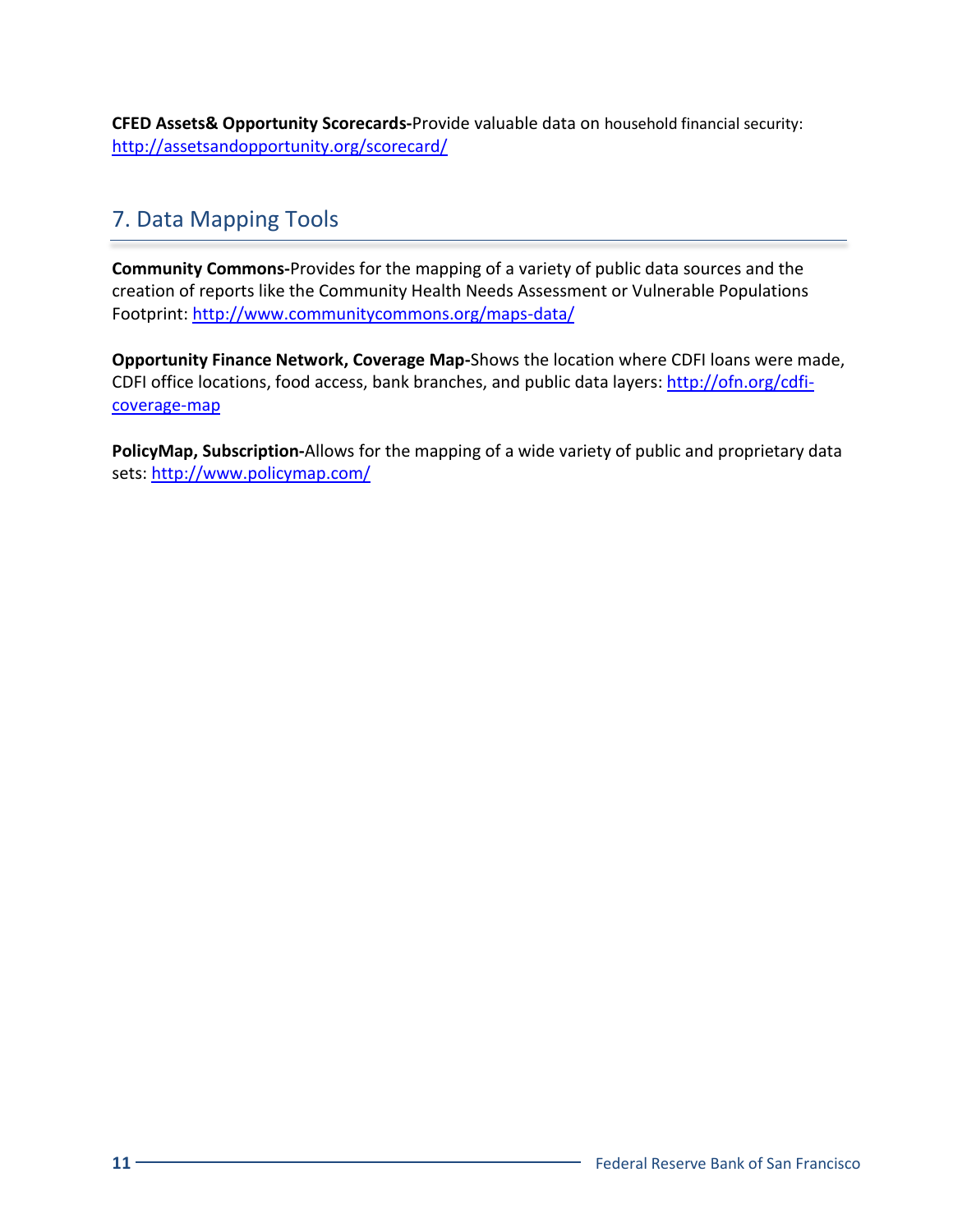**CFED Assets& Opportunity Scorecards-**Provide valuable data on household financial security: http://assetsandopportunity.org/scorecard/

## 7. Data Mapping Tools

**Community Commons-**Provides for the mapping of a variety of public data sources and the creation of reports like the Community Health Needs Assessment or Vulnerable Populations Footprint: http://www.communitycommons.org/maps-data/

**Opportunity Finance Network, Coverage Map-**Shows the location where CDFI loans were made, CDFI office locations, food access, bank branches, and public data layers: http://ofn.org/cdfi-coverage-map

**PolicyMap, Subscription-**Allows for the mapping of a wide variety of public and proprietary data sets: http://www.policymap.com/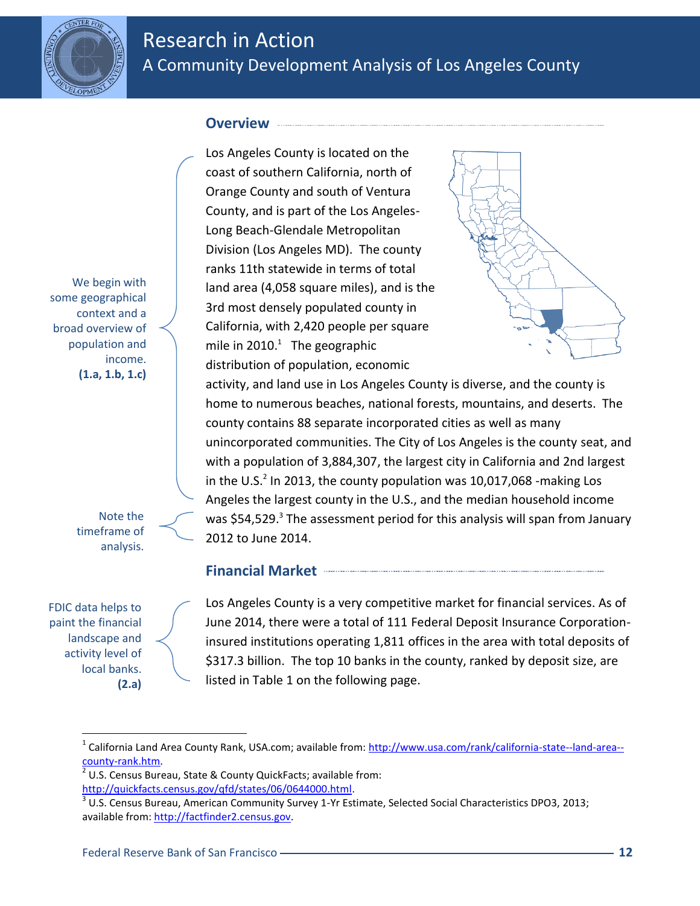## Overview

We begin with some geographical context and a broad overview of population and income. **(1.a, 1.b, 1.c)**

Los Angeles County is located on the coast of southern California, north of Orange County and south of Ventura County, and is part of the Los Angeles-Long Beach-Glendale Metropolitan Division (Los Angeles MD). The county ranks 11th statewide in terms of total land area (4,058 square miles), and is the 3rd most densely populated county in California, with 2,420 people per square mile in 2010.[1] The geographic distribution of population, economic activity, and land use in Los Angeles County is diverse, and the county is home to numerous beaches, national forests, mountains, and deserts. The county contains 88 separate incorporated cities as well as many unincorporated communities. The City of Los Angeles is the county seat, and with a population of 3,884,307, the largest city in California and 2nd largest in the U.S.[2] In 2013, the county population was 10,017,068 -making Los Angeles the largest county in the U.S., and the median household income was $54,529.[3] The assessment period for this analysis will span from January 2012 to June 2014.

Note the timeframe of analysis.

## Financial Market

FDIC data helps to paint the financial landscape and activity level of local banks. **(2.a)**

Los Angeles County is a very competitive market for financial services. As of June 2014, there were a total of 111 Federal Deposit Insurance Corporation-insured institutions operating 1,811 offices in the area with total deposits of $317.3 billion. The top 10 banks in the county, ranked by deposit size, are listed in Table 1 on the following page.

---

[1] California Land Area County Rank, USA.com; available from: http://www.usa.com/rank/california-state--land-area--county-rank.htm.

[2] U.S. Census Bureau, State & County QuickFacts; available from: http://quickfacts.census.gov/qfd/states/06/0644000.html.

[3] U.S. Census Bureau, American Community Survey 1-Yr Estimate, Selected Social Characteristics DPO3, 2013; available from: http://factfinder2.census.gov.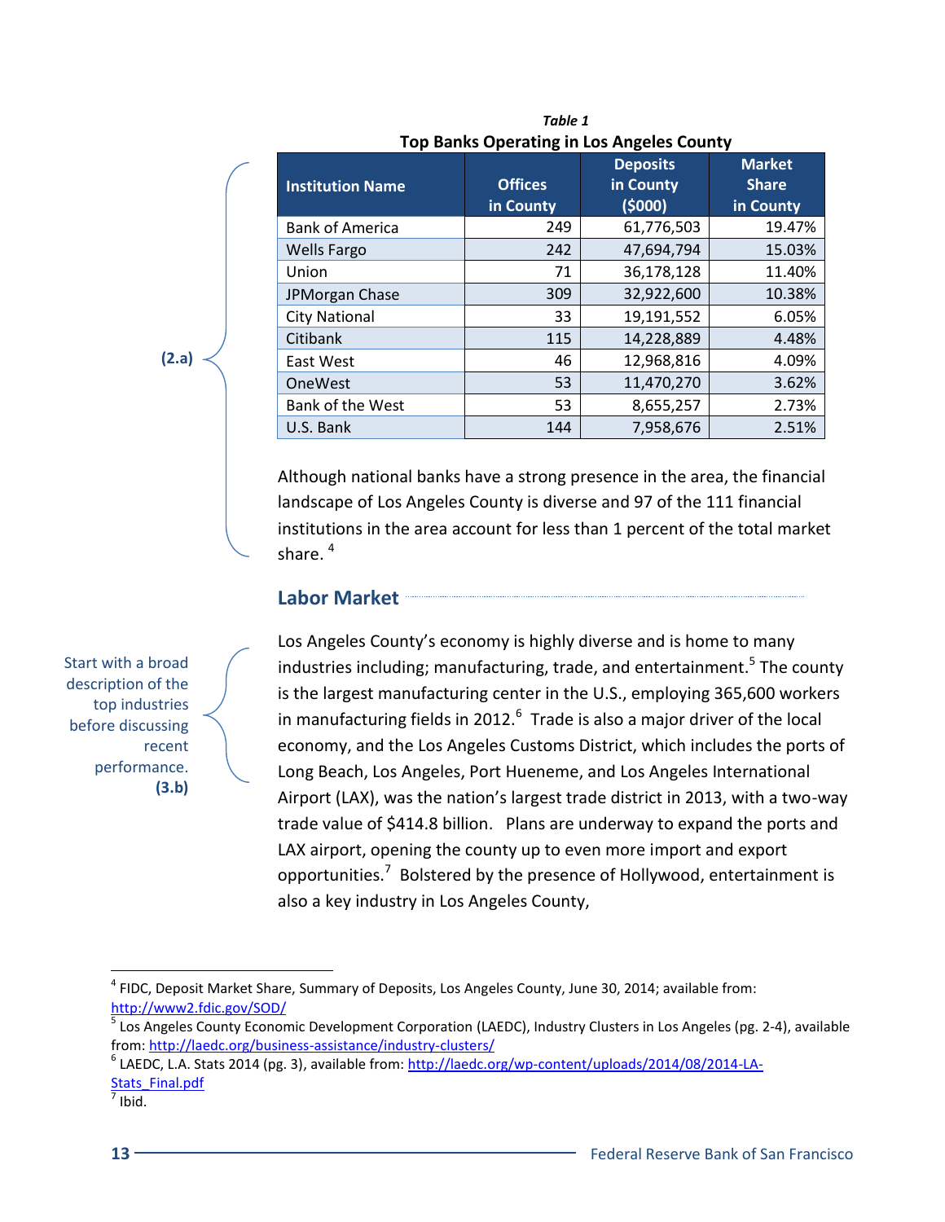*Table 1*
**Top Banks Operating in Los Angeles County**

| Institution Name | Offices in County | Deposits in County ($000) | Market Share in County |
|---|---|---|---|
| Bank of America | 249 | 61,776,503 | 19.47% |
| Wells Fargo | 242 | 47,694,794 | 15.03% |
| Union | 71 | 36,178,128 | 11.40% |
| JPMorgan Chase | 309 | 32,922,600 | 10.38% |
| City National | 33 | 19,191,552 | 6.05% |
| Citibank | 115 | 14,228,889 | 4.48% |
| East West | 46 | 12,968,816 | 4.09% |
| OneWest | 53 | 11,470,270 | 3.62% |
| Bank of the West | 53 | 8,655,257 | 2.73% |
| U.S. Bank | 144 | 7,958,676 | 2.51% |

**(2.a)**

Although national banks have a strong presence in the area, the financial landscape of Los Angeles County is diverse and 97 of the 111 financial institutions in the area account for less than 1 percent of the total market share. [4]

## Labor Market

Start with a broad description of the top industries before discussing recent performance. **(3.b)**

Los Angeles County's economy is highly diverse and is home to many industries including; manufacturing, trade, and entertainment.[5] The county is the largest manufacturing center in the U.S., employing 365,600 workers in manufacturing fields in 2012.[6] Trade is also a major driver of the local economy, and the Los Angeles Customs District, which includes the ports of Long Beach, Los Angeles, Port Hueneme, and Los Angeles International Airport (LAX), was the nation's largest trade district in 2013, with a two-way trade value of $414.8 billion. Plans are underway to expand the ports and LAX airport, opening the county up to even more import and export opportunities.[7] Bolstered by the presence of Hollywood, entertainment is also a key industry in Los Angeles County,

---

[4] FIDC, Deposit Market Share, Summary of Deposits, Los Angeles County, June 30, 2014; available from: http://www2.fdic.gov/SOD/

[5] Los Angeles County Economic Development Corporation (LAEDC), Industry Clusters in Los Angeles (pg. 2-4), available from: http://laedc.org/business-assistance/industry-clusters/

[6] LAEDC, L.A. Stats 2014 (pg. 3), available from: http://laedc.org/wp-content/uploads/2014/08/2014-LA-Stats_Final.pdf

[7] Ibid.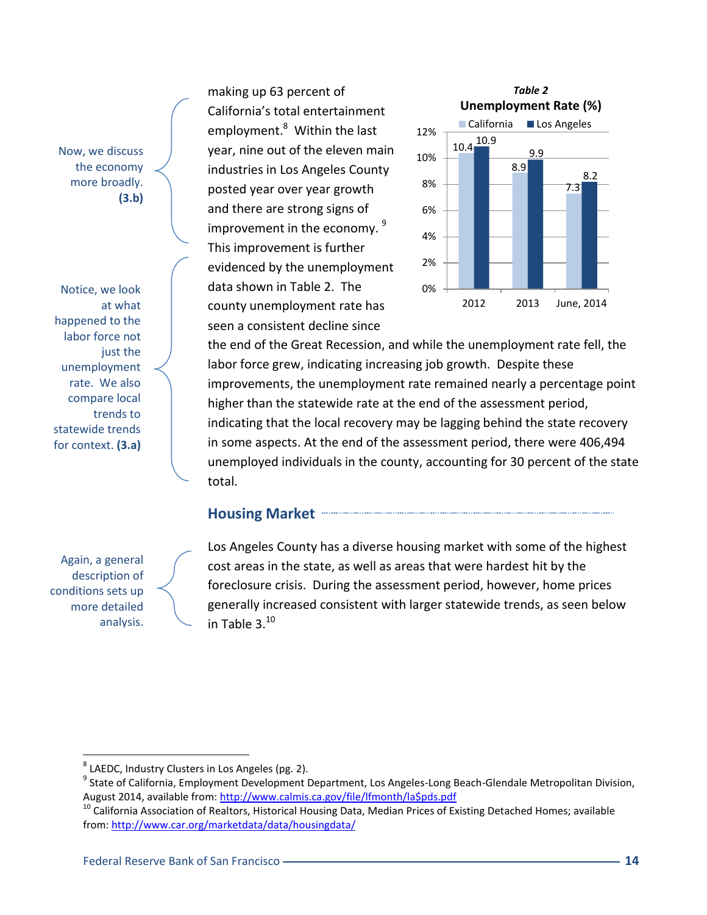Now, we discuss the economy more broadly. **(3.b)**

making up 63 percent of California's total entertainment employment.[8] Within the last year, nine out of the eleven main industries in Los Angeles County posted year over year growth and there are strong signs of improvement in the economy.[9] This improvement is further evidenced by the unemployment data shown in Table 2. The county unemployment rate has seen a consistent decline since the end of the Great Recession, and while the unemployment rate fell, the labor force grew, indicating increasing job growth. Despite these improvements, the unemployment rate remained nearly a percentage point higher than the statewide rate at the end of the assessment period, indicating that the local recovery may be lagging behind the state recovery in some aspects. At the end of the assessment period, there were 406,494 unemployed individuals in the county, accounting for 30 percent of the state total.

Notice, we look at what happened to the labor force not just the unemployment rate. We also compare local trends to statewide trends for context. **(3.a)**

***Table 2***

**Unemployment Rate (%)**

| | California | Los Angeles |
|---|---|---|
| 2012 | 10.4 | 10.9 |
| 2013 | 8.9 | 9.9 |
| June, 2014 | 7.3 | 8.2 |

## Housing Market

Again, a general description of conditions sets up more detailed analysis.

Los Angeles County has a diverse housing market with some of the highest cost areas in the state, as well as areas that were hardest hit by the foreclosure crisis. During the assessment period, however, home prices generally increased consistent with larger statewide trends, as seen below in Table 3.[10]

---

[8] LAEDC, Industry Clusters in Los Angeles (pg. 2).

[9] State of California, Employment Development Department, Los Angeles-Long Beach-Glendale Metropolitan Division, August 2014, available from: http://www.calmis.ca.gov/file/lfmonth/la$pds.pdf

[10] California Association of Realtors, Historical Housing Data, Median Prices of Existing Detached Homes; available from: http://www.car.org/marketdata/data/housingdata/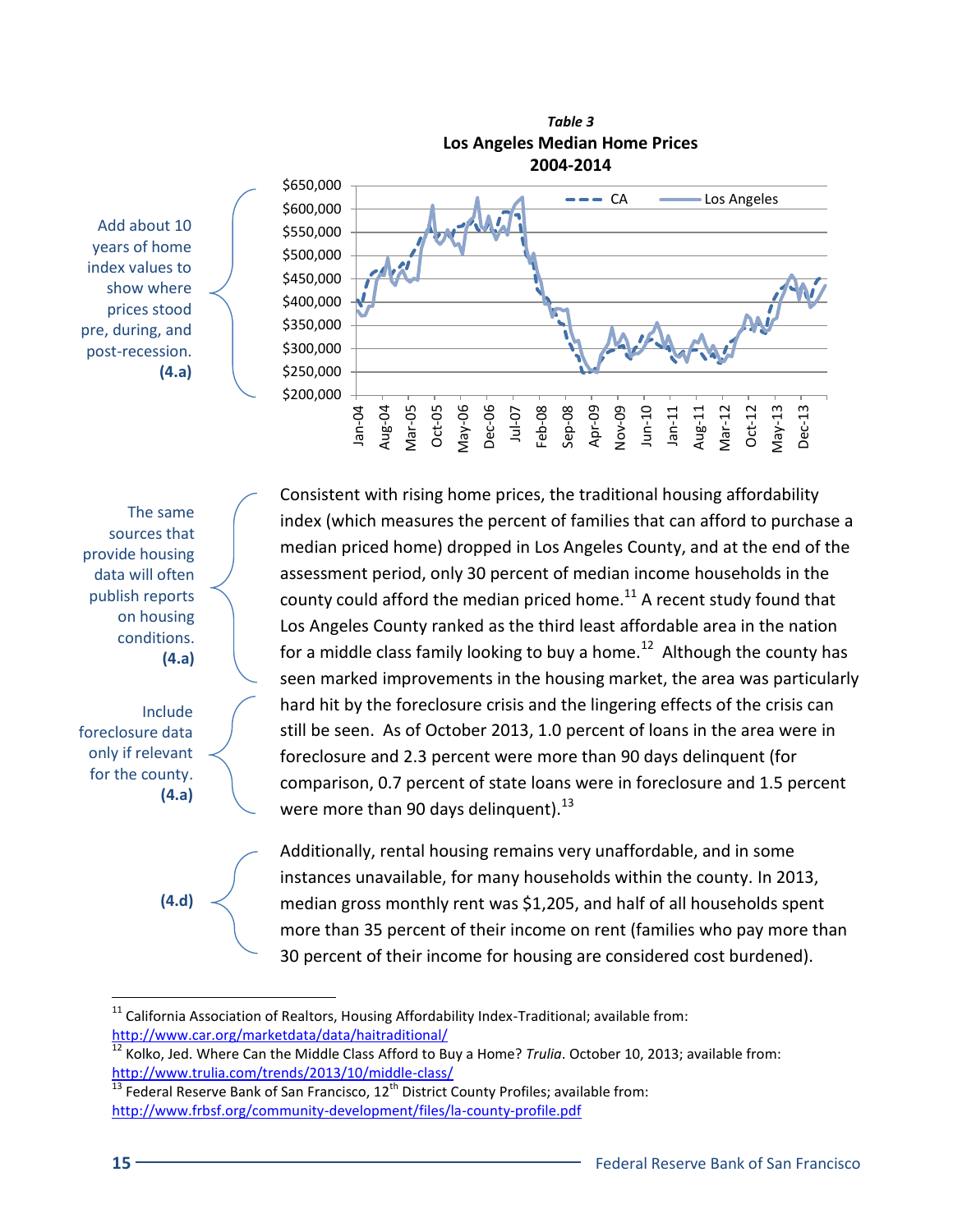*Table 3*

**Los Angeles Median Home Prices**
**2004-2014**

Add about 10 years of home index values to show where prices stood pre, during, and post-recession. **(4.a)**

The same sources that provide housing data will often publish reports on housing conditions. **(4.a)**

Consistent with rising home prices, the traditional housing affordability index (which measures the percent of families that can afford to purchase a median priced home) dropped in Los Angeles County, and at the end of the assessment period, only 30 percent of median income households in the county could afford the median priced home.[11] A recent study found that Los Angeles County ranked as the third least affordable area in the nation for a middle class family looking to buy a home.[12] Although the county has seen marked improvements in the housing market, the area was particularly hard hit by the foreclosure crisis and the lingering effects of the crisis can still be seen. As of October 2013, 1.0 percent of loans in the area were in foreclosure and 2.3 percent were more than 90 days delinquent (for comparison, 0.7 percent of state loans were in foreclosure and 1.5 percent were more than 90 days delinquent).[13]

Include foreclosure data only if relevant for the county. **(4.a)**

**(4.d)**

Additionally, rental housing remains very unaffordable, and in some instances unavailable, for many households within the county. In 2013, median gross monthly rent was $1,205, and half of all households spent more than 35 percent of their income on rent (families who pay more than 30 percent of their income for housing are considered cost burdened).

---

[11] California Association of Realtors, Housing Affordability Index-Traditional; available from: http://www.car.org/marketdata/data/haitraditional/

[12] Kolko, Jed. Where Can the Middle Class Afford to Buy a Home? *Trulia*. October 10, 2013; available from: http://www.trulia.com/trends/2013/10/middle-class/

[13] Federal Reserve Bank of San Francisco, 12th District County Profiles; available from: http://www.frbsf.org/community-development/files/la-county-profile.pdf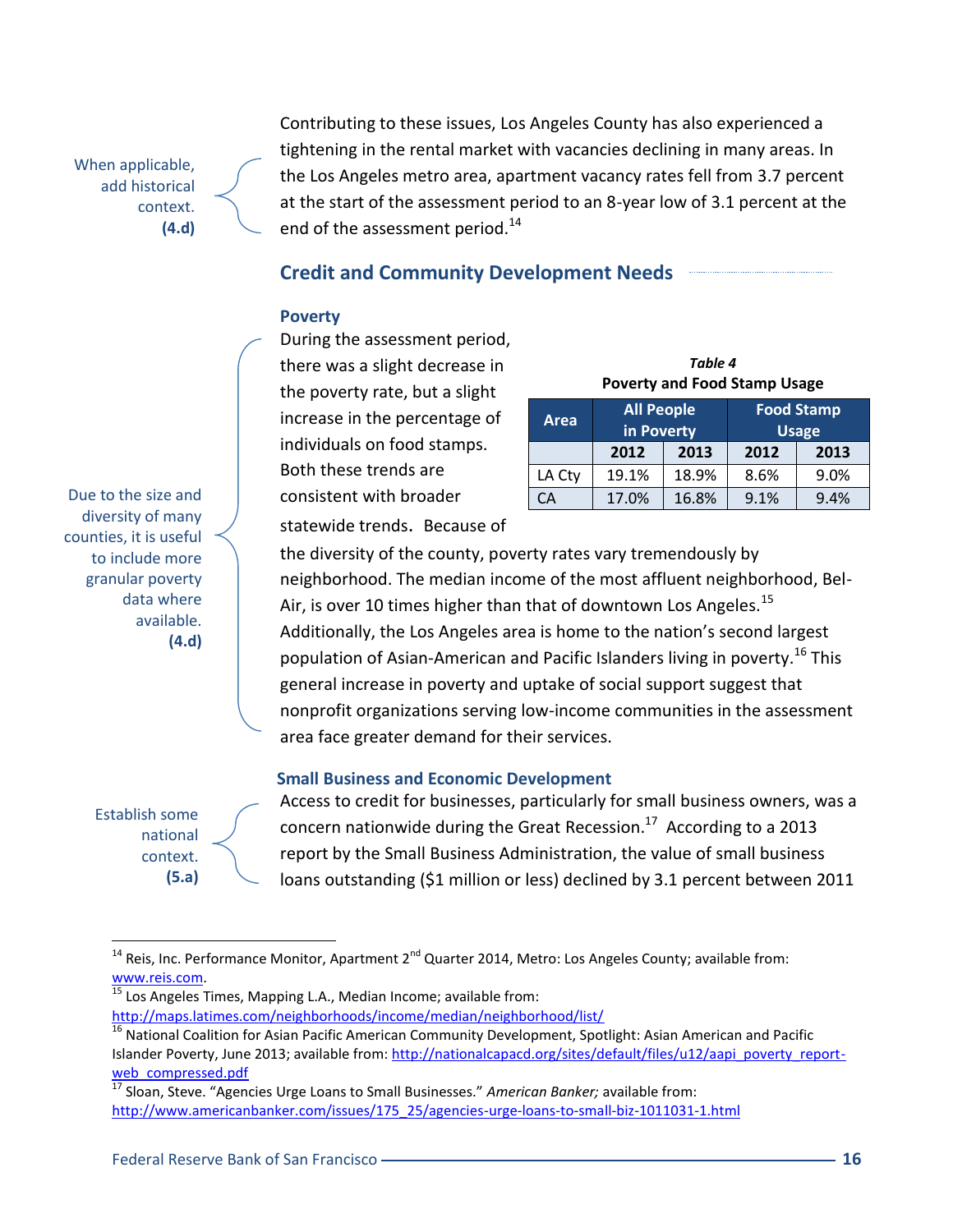When applicable, add historical context. **(4.d)**

Contributing to these issues, Los Angeles County has also experienced a tightening in the rental market with vacancies declining in many areas. In the Los Angeles metro area, apartment vacancy rates fell from 3.7 percent at the start of the assessment period to an 8-year low of 3.1 percent at the end of the assessment period.[14]

## Credit and Community Development Needs

### Poverty

Due to the size and diversity of many counties, it is useful to include more granular poverty data where available. **(4.d)**

During the assessment period, there was a slight decrease in the poverty rate, but a slight increase in the percentage of individuals on food stamps. Both these trends are consistent with broader statewide trends. Because of the diversity of the county, poverty rates vary tremendously by neighborhood. The median income of the most affluent neighborhood, Bel-Air, is over 10 times higher than that of downtown Los Angeles.[15] Additionally, the Los Angeles area is home to the nation's second largest population of Asian-American and Pacific Islanders living in poverty.[16] This general increase in poverty and uptake of social support suggest that nonprofit organizations serving low-income communities in the assessment area face greater demand for their services.

*Table 4*
**Poverty and Food Stamp Usage**

| Area | All People in Poverty | | Food Stamp Usage | |
|---|---|---|---|---|
| | 2012 | 2013 | 2012 | 2013 |
| LA Cty | 19.1% | 18.9% | 8.6% | 9.0% |
| CA | 17.0% | 16.8% | 9.1% | 9.4% |

### Small Business and Economic Development

Establish some national context. **(5.a)**

Access to credit for businesses, particularly for small business owners, was a concern nationwide during the Great Recession.[17] According to a 2013 report by the Small Business Administration, the value of small business loans outstanding ($1 million or less) declined by 3.1 percent between 2011

---

[14] Reis, Inc. Performance Monitor, Apartment 2nd Quarter 2014, Metro: Los Angeles County; available from: www.reis.com.

[15] Los Angeles Times, Mapping L.A., Median Income; available from: http://maps.latimes.com/neighborhoods/income/median/neighborhood/list/

[16] National Coalition for Asian Pacific American Community Development, Spotlight: Asian American and Pacific Islander Poverty, June 2013; available from: http://nationalcapacd.org/sites/default/files/u12/aapi_poverty_report-web_compressed.pdf

[17] Sloan, Steve. "Agencies Urge Loans to Small Businesses." *American Banker;* available from: http://www.americanbanker.com/issues/175_25/agencies-urge-loans-to-small-biz-1011031-1.html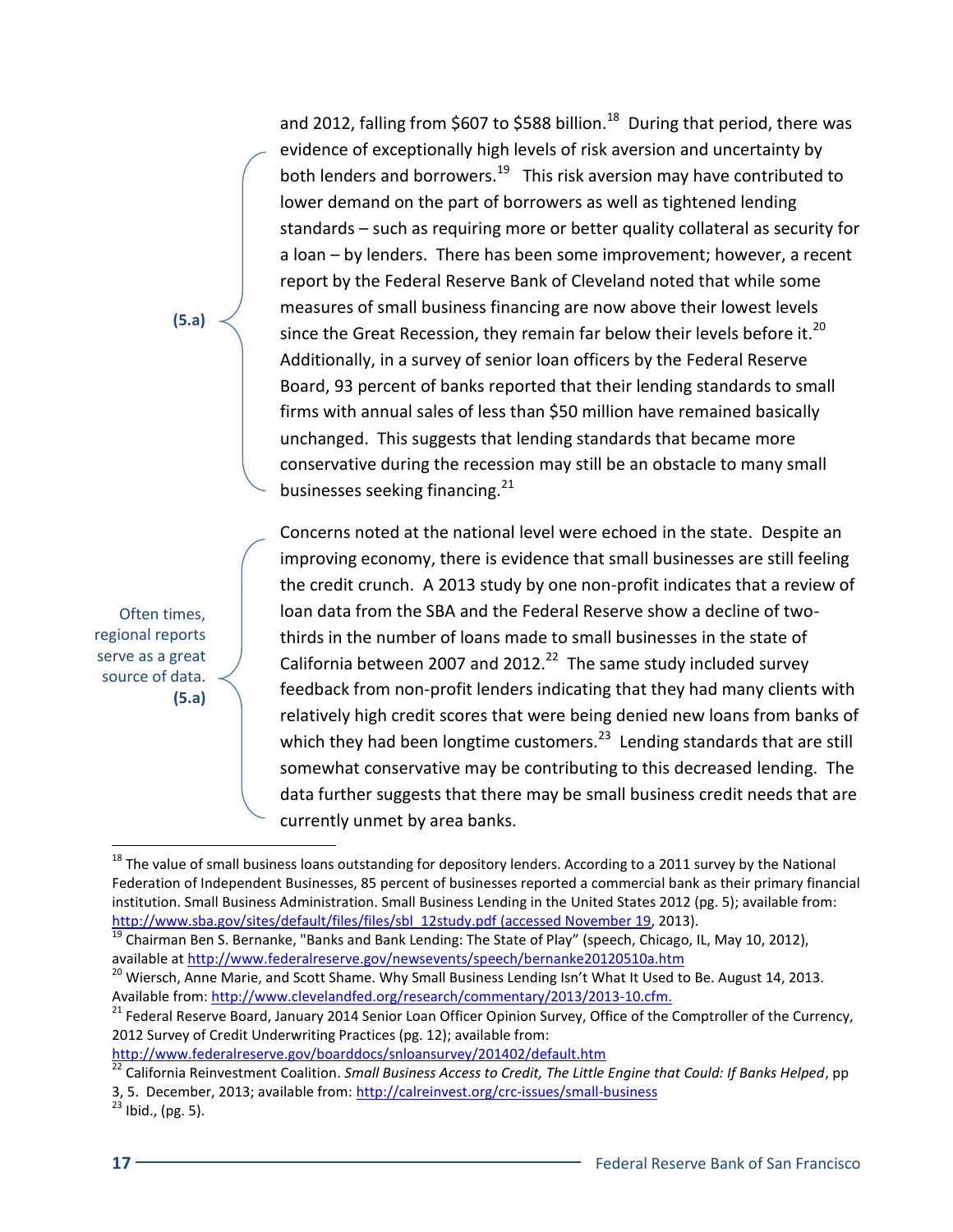**(5.a)**

and 2012, falling from $607 to $588 billion.[18] During that period, there was evidence of exceptionally high levels of risk aversion and uncertainty by both lenders and borrowers.[19] This risk aversion may have contributed to lower demand on the part of borrowers as well as tightened lending standards – such as requiring more or better quality collateral as security for a loan – by lenders. There has been some improvement; however, a recent report by the Federal Reserve Bank of Cleveland noted that while some measures of small business financing are now above their lowest levels since the Great Recession, they remain far below their levels before it.[20] Additionally, in a survey of senior loan officers by the Federal Reserve Board, 93 percent of banks reported that their lending standards to small firms with annual sales of less than $50 million have remained basically unchanged. This suggests that lending standards that became more conservative during the recession may still be an obstacle to many small businesses seeking financing.[21]

Often times, regional reports serve as a great source of data. **(5.a)**

Concerns noted at the national level were echoed in the state. Despite an improving economy, there is evidence that small businesses are still feeling the credit crunch. A 2013 study by one non-profit indicates that a review of loan data from the SBA and the Federal Reserve show a decline of two-thirds in the number of loans made to small businesses in the state of California between 2007 and 2012.[22] The same study included survey feedback from non-profit lenders indicating that they had many clients with relatively high credit scores that were being denied new loans from banks of which they had been longtime customers.[23] Lending standards that are still somewhat conservative may be contributing to this decreased lending. The data further suggests that there may be small business credit needs that are currently unmet by area banks.

---

[18] The value of small business loans outstanding for depository lenders. According to a 2011 survey by the National Federation of Independent Businesses, 85 percent of businesses reported a commercial bank as their primary financial institution. Small Business Administration. Small Business Lending in the United States 2012 (pg. 5); available from: http://www.sba.gov/sites/default/files/files/sbl_12study.pdf (accessed November 19, 2013).

[19] Chairman Ben S. Bernanke, "Banks and Bank Lending: The State of Play" (speech, Chicago, IL, May 10, 2012), available at http://www.federalreserve.gov/newsevents/speech/bernanke20120510a.htm

[20] Wiersch, Anne Marie, and Scott Shame. Why Small Business Lending Isn't What It Used to Be. August 14, 2013. Available from: http://www.clevelandfed.org/research/commentary/2013/2013-10.cfm.

[21] Federal Reserve Board, January 2014 Senior Loan Officer Opinion Survey, Office of the Comptroller of the Currency, 2012 Survey of Credit Underwriting Practices (pg. 12); available from: http://www.federalreserve.gov/boarddocs/snloansurvey/201402/default.htm

[22] California Reinvestment Coalition. *Small Business Access to Credit, The Little Engine that Could: If Banks Helped*, pp 3, 5. December, 2013; available from: http://calreinvest.org/crc-issues/small-business

[23] Ibid., (pg. 5).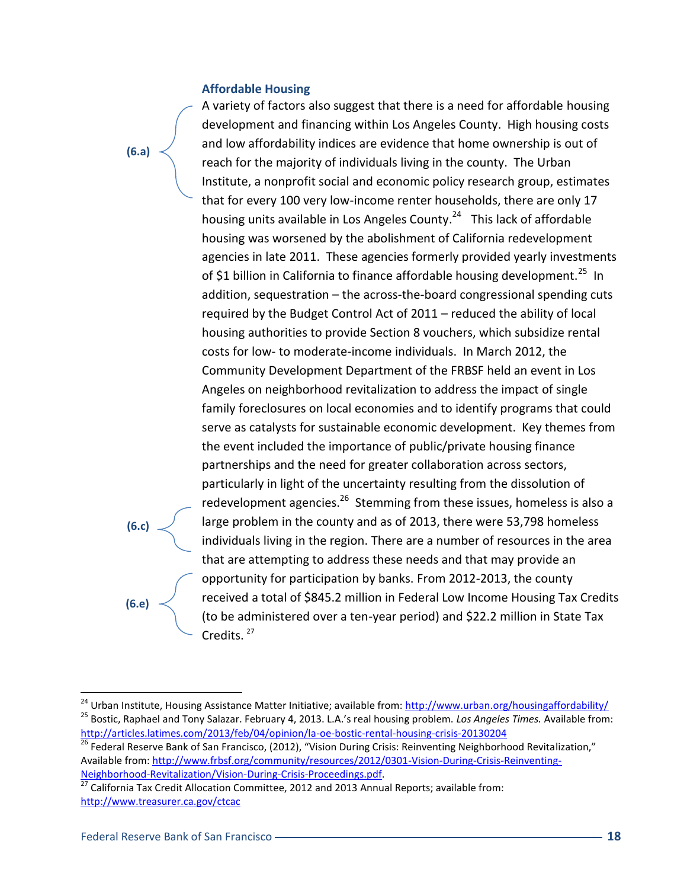### Affordable Housing

(6.a)

A variety of factors also suggest that there is a need for affordable housing development and financing within Los Angeles County. High housing costs and low affordability indices are evidence that home ownership is out of reach for the majority of individuals living in the county. The Urban Institute, a nonprofit social and economic policy research group, estimates that for every 100 very low-income renter households, there are only 17 housing units available in Los Angeles County.[24] This lack of affordable housing was worsened by the abolishment of California redevelopment agencies in late 2011. These agencies formerly provided yearly investments of $1 billion in California to finance affordable housing development.[25] In addition, sequestration – the across-the-board congressional spending cuts required by the Budget Control Act of 2011 – reduced the ability of local housing authorities to provide Section 8 vouchers, which subsidize rental costs for low- to moderate-income individuals. In March 2012, the Community Development Department of the FRBSF held an event in Los Angeles on neighborhood revitalization to address the impact of single family foreclosures on local economies and to identify programs that could serve as catalysts for sustainable economic development. Key themes from the event included the importance of public/private housing finance partnerships and the need for greater collaboration across sectors, particularly in light of the uncertainty resulting from the dissolution of redevelopment agencies.[26] Stemming from these issues, homeless is also a large problem in the county and as of 2013, there were 53,798 homeless individuals living in the region. There are a number of resources in the area that are attempting to address these needs and that may provide an opportunity for participation by banks. From 2012-2013, the county received a total of $845.2 million in Federal Low Income Housing Tax Credits (to be administered over a ten-year period) and $22.2 million in State Tax Credits. [27]

(6.c)

(6.e)

---

[24] Urban Institute, Housing Assistance Matter Initiative; available from: http://www.urban.org/housingaffordability/

[25] Bostic, Raphael and Tony Salazar. February 4, 2013. L.A.'s real housing problem. *Los Angeles Times.* Available from: http://articles.latimes.com/2013/feb/04/opinion/la-oe-bostic-rental-housing-crisis-20130204

[26] Federal Reserve Bank of San Francisco, (2012), "Vision During Crisis: Reinventing Neighborhood Revitalization," Available from: http://www.frbsf.org/community/resources/2012/0301-Vision-During-Crisis-Reinventing-Neighborhood-Revitalization/Vision-During-Crisis-Proceedings.pdf.

[27] California Tax Credit Allocation Committee, 2012 and 2013 Annual Reports; available from: http://www.treasurer.ca.gov/ctcac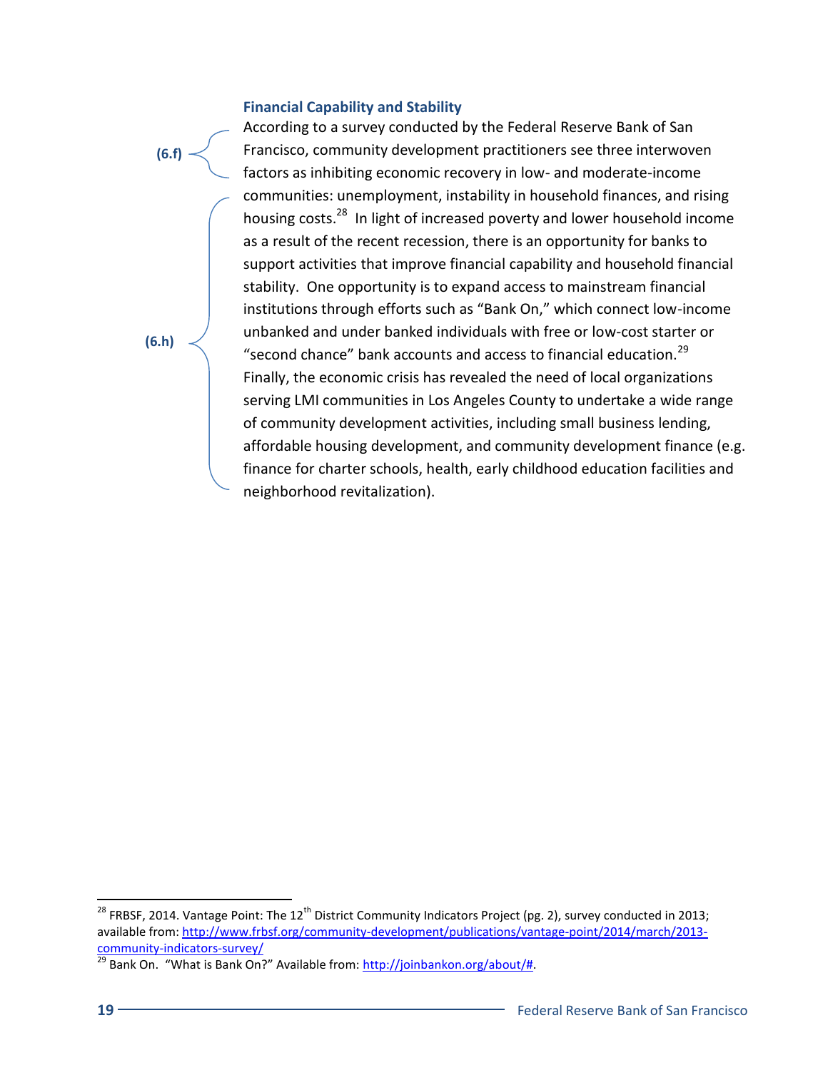### Financial Capability and Stability

(6.f) According to a survey conducted by the Federal Reserve Bank of San Francisco, community development practitioners see three interwoven factors as inhibiting economic recovery in low- and moderate-income communities: unemployment, instability in household finances, and rising housing costs.[28] (6.h) In light of increased poverty and lower household income as a result of the recent recession, there is an opportunity for banks to support activities that improve financial capability and household financial stability. One opportunity is to expand access to mainstream financial institutions through efforts such as "Bank On," which connect low-income unbanked and under banked individuals with free or low-cost starter or "second chance" bank accounts and access to financial education.[29] Finally, the economic crisis has revealed the need of local organizations serving LMI communities in Los Angeles County to undertake a wide range of community development activities, including small business lending, affordable housing development, and community development finance (e.g. finance for charter schools, health, early childhood education facilities and neighborhood revitalization).

---

[28] FRBSF, 2014. Vantage Point: The 12th District Community Indicators Project (pg. 2), survey conducted in 2013; available from: http://www.frbsf.org/community-development/publications/vantage-point/2014/march/2013-community-indicators-survey/

[29] Bank On. "What is Bank On?" Available from: http://joinbankon.org/about/#.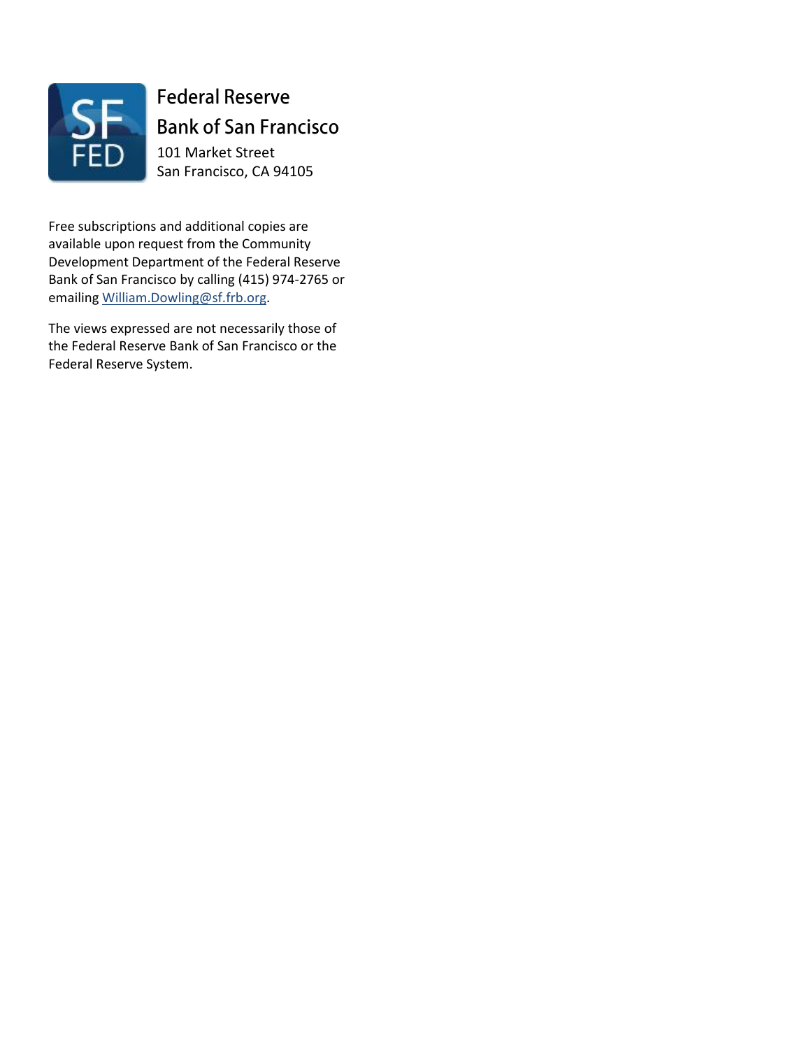SF FED

Federal Reserve
Bank of San Francisco
101 Market Street
San Francisco, CA 94105

Free subscriptions and additional copies are available upon request from the Community Development Department of the Federal Reserve Bank of San Francisco by calling (415) 974-2765 or emailing William.Dowling@sf.frb.org.

The views expressed are not necessarily those of the Federal Reserve Bank of San Francisco or the Federal Reserve System.